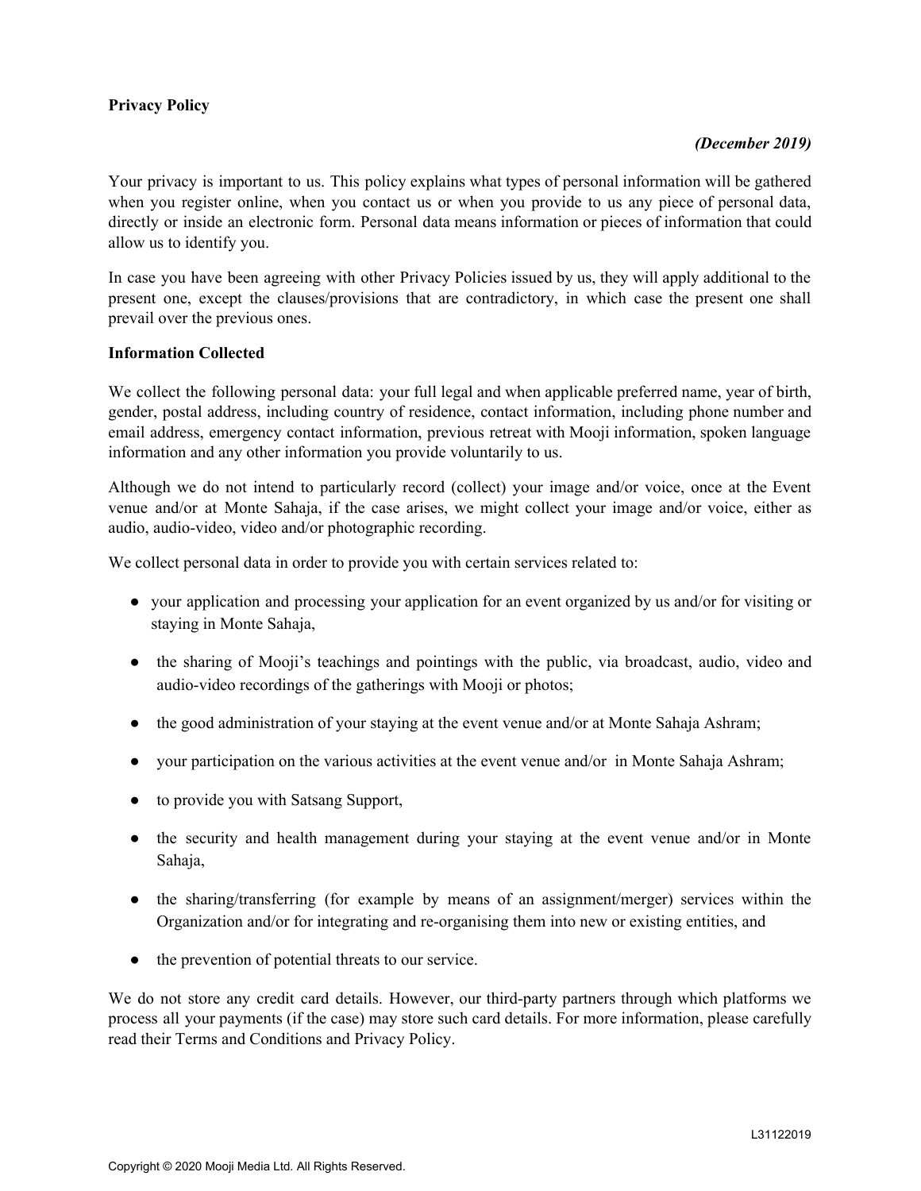# Privacy Policy

***(December 2019)***

Your privacy is important to us. This policy explains what types of personal information will be gathered when you register online, when you contact us or when you provide to us any piece of personal data, directly or inside an electronic form. Personal data means information or pieces of information that could allow us to identify you.

In case you have been agreeing with other Privacy Policies issued by us, they will apply additional to the present one, except the clauses/provisions that are contradictory, in which case the present one shall prevail over the previous ones.

## Information Collected

We collect the following personal data: your full legal and when applicable preferred name, year of birth, gender, postal address, including country of residence, contact information, including phone number and email address, emergency contact information, previous retreat with Mooji information, spoken language information and any other information you provide voluntarily to us.

Although we do not intend to particularly record (collect) your image and/or voice, once at the Event venue and/or at Monte Sahaja, if the case arises, we might collect your image and/or voice, either as audio, audio-video, video and/or photographic recording.

We collect personal data in order to provide you with certain services related to:

- your application and processing your application for an event organized by us and/or for visiting or staying in Monte Sahaja,
- the sharing of Mooji's teachings and pointings with the public, via broadcast, audio, video and audio-video recordings of the gatherings with Mooji or photos;
- the good administration of your staying at the event venue and/or at Monte Sahaja Ashram;
- your participation on the various activities at the event venue and/or in Monte Sahaja Ashram;
- to provide you with Satsang Support,
- the security and health management during your staying at the event venue and/or in Monte Sahaja,
- the sharing/transferring (for example by means of an assignment/merger) services within the Organization and/or for integrating and re-organising them into new or existing entities, and
- the prevention of potential threats to our service.

We do not store any credit card details. However, our third-party partners through which platforms we process all your payments (if the case) may store such card details. For more information, please carefully read their Terms and Conditions and Privacy Policy.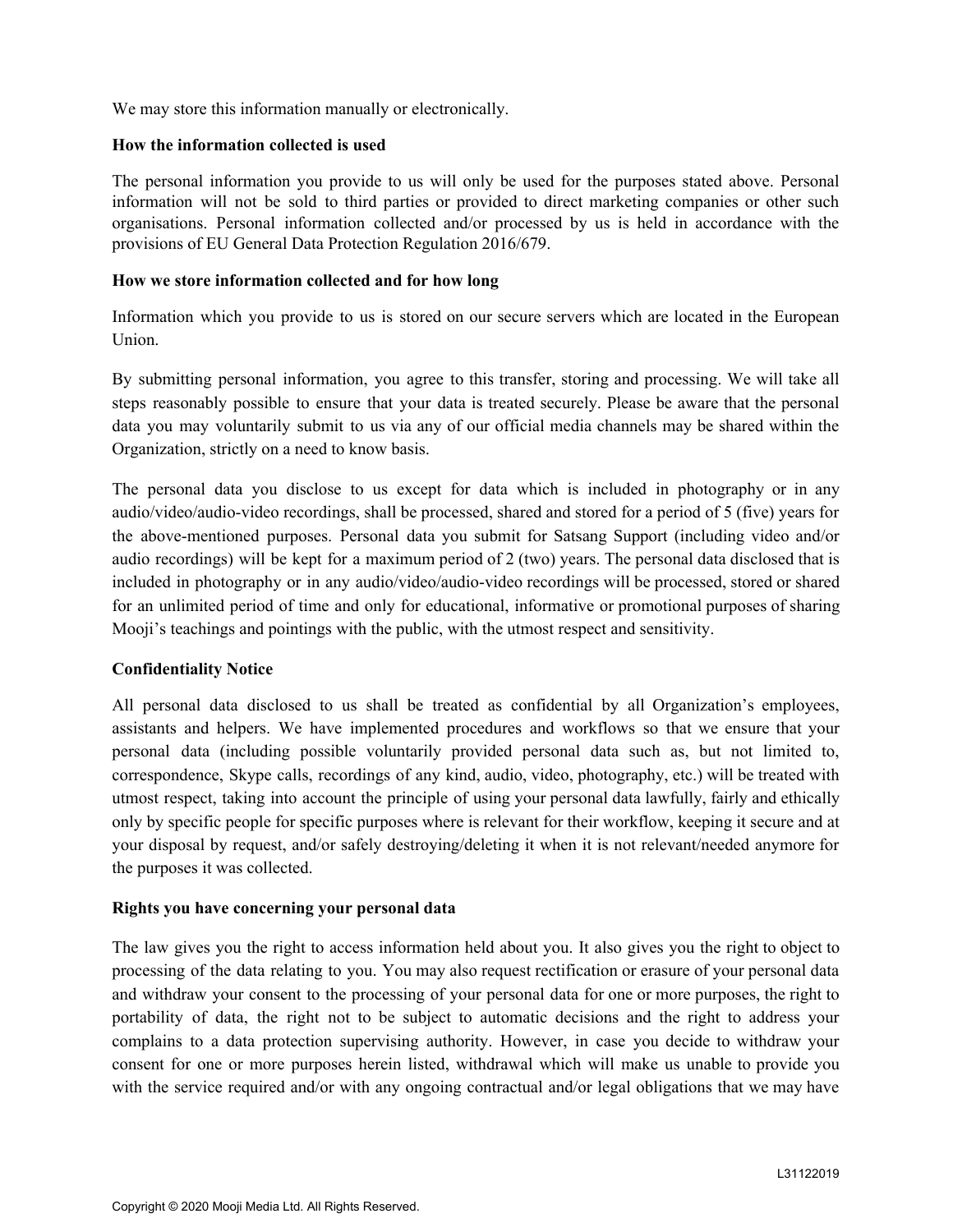We may store this information manually or electronically.

**How the information collected is used**

The personal information you provide to us will only be used for the purposes stated above. Personal information will not be sold to third parties or provided to direct marketing companies or other such organisations. Personal information collected and/or processed by us is held in accordance with the provisions of EU General Data Protection Regulation 2016/679.

**How we store information collected and for how long**

Information which you provide to us is stored on our secure servers which are located in the European Union.

By submitting personal information, you agree to this transfer, storing and processing. We will take all steps reasonably possible to ensure that your data is treated securely. Please be aware that the personal data you may voluntarily submit to us via any of our official media channels may be shared within the Organization, strictly on a need to know basis.

The personal data you disclose to us except for data which is included in photography or in any audio/video/audio-video recordings, shall be processed, shared and stored for a period of 5 (five) years for the above-mentioned purposes. Personal data you submit for Satsang Support (including video and/or audio recordings) will be kept for a maximum period of 2 (two) years. The personal data disclosed that is included in photography or in any audio/video/audio-video recordings will be processed, stored or shared for an unlimited period of time and only for educational, informative or promotional purposes of sharing Mooji's teachings and pointings with the public, with the utmost respect and sensitivity.

**Confidentiality Notice**

All personal data disclosed to us shall be treated as confidential by all Organization's employees, assistants and helpers. We have implemented procedures and workflows so that we ensure that your personal data (including possible voluntarily provided personal data such as, but not limited to, correspondence, Skype calls, recordings of any kind, audio, video, photography, etc.) will be treated with utmost respect, taking into account the principle of using your personal data lawfully, fairly and ethically only by specific people for specific purposes where is relevant for their workflow, keeping it secure and at your disposal by request, and/or safely destroying/deleting it when it is not relevant/needed anymore for the purposes it was collected.

**Rights you have concerning your personal data**

The law gives you the right to access information held about you. It also gives you the right to object to processing of the data relating to you. You may also request rectification or erasure of your personal data and withdraw your consent to the processing of your personal data for one or more purposes, the right to portability of data, the right not to be subject to automatic decisions and the right to address your complains to a data protection supervising authority. However, in case you decide to withdraw your consent for one or more purposes herein listed, withdrawal which will make us unable to provide you with the service required and/or with any ongoing contractual and/or legal obligations that we may have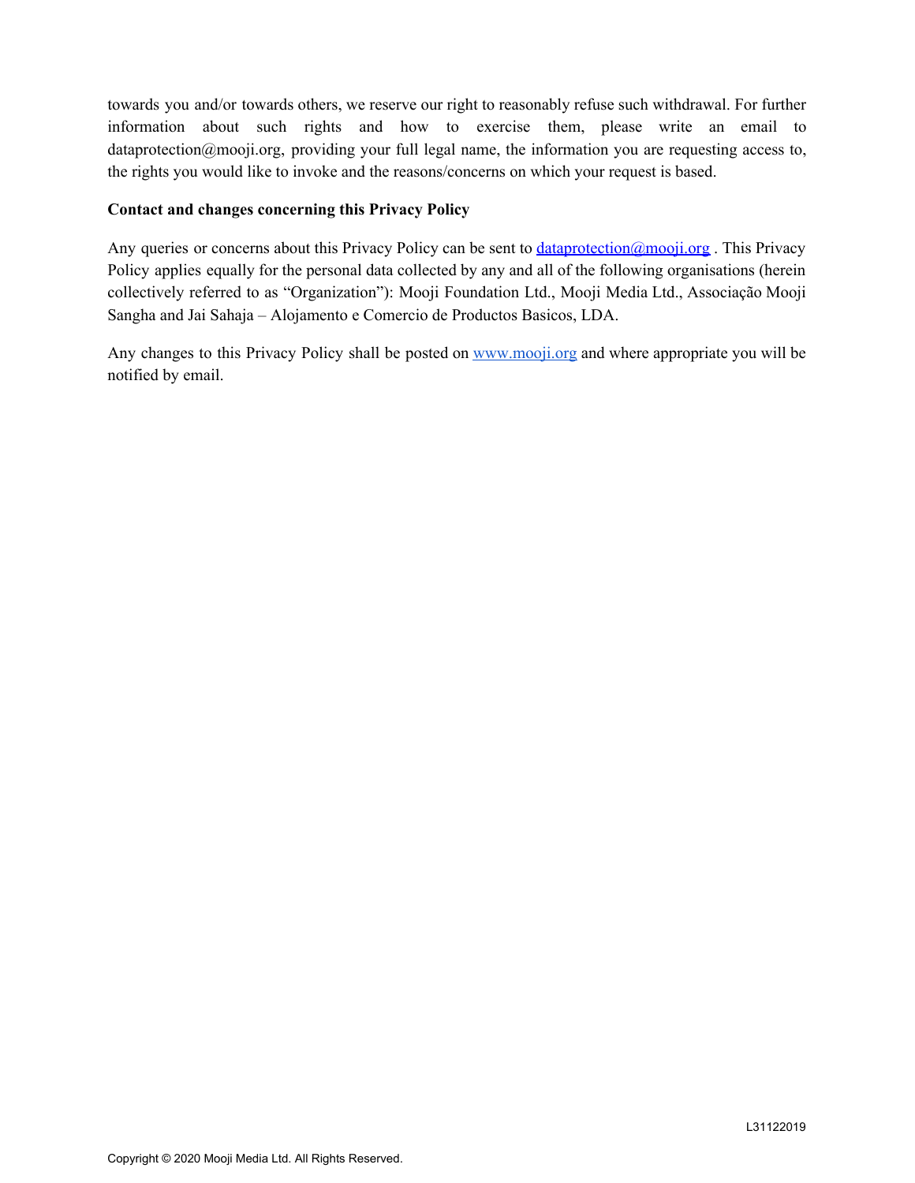towards you and/or towards others, we reserve our right to reasonably refuse such withdrawal. For further information about such rights and how to exercise them, please write an email to dataprotection@mooji.org, providing your full legal name, the information you are requesting access to, the rights you would like to invoke and the reasons/concerns on which your request is based.

**Contact and changes concerning this Privacy Policy**

Any queries or concerns about this Privacy Policy can be sent to dataprotection@mooji.org . This Privacy Policy applies equally for the personal data collected by any and all of the following organisations (herein collectively referred to as "Organization"): Mooji Foundation Ltd., Mooji Media Ltd., Associação Mooji Sangha and Jai Sahaja – Alojamento e Comercio de Productos Basicos, LDA.

Any changes to this Privacy Policy shall be posted on www.mooji.org and where appropriate you will be notified by email.

L31122019

Copyright © 2020 Mooji Media Ltd. All Rights Reserved.